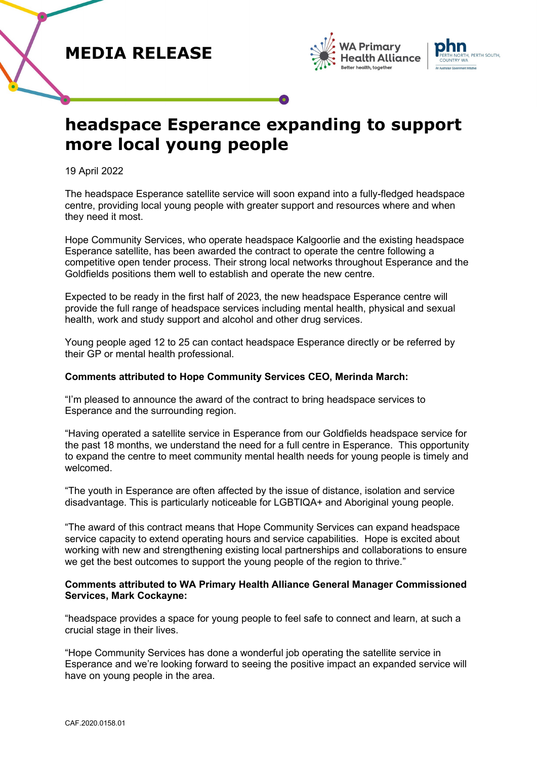**MEDIA RELEASE**

# headspace Esperance expanding to support more local young people

19 April 2022

The headspace Esperance satellite service will soon expand into a fully-fledged headspace centre, providing local young people with greater support and resources where and when they need it most.

Hope Community Services, who operate headspace Kalgoorlie and the existing headspace Esperance satellite, has been awarded the contract to operate the centre following a competitive open tender process. Their strong local networks throughout Esperance and the Goldfields positions them well to establish and operate the new centre.

Expected to be ready in the first half of 2023, the new headspace Esperance centre will provide the full range of headspace services including mental health, physical and sexual health, work and study support and alcohol and other drug services.

Young people aged 12 to 25 can contact headspace Esperance directly or be referred by their GP or mental health professional.

**Comments attributed to Hope Community Services CEO, Merinda March:**

"I'm pleased to announce the award of the contract to bring headspace services to Esperance and the surrounding region.

"Having operated a satellite service in Esperance from our Goldfields headspace service for the past 18 months, we understand the need for a full centre in Esperance. This opportunity to expand the centre to meet community mental health needs for young people is timely and welcomed.

"The youth in Esperance are often affected by the issue of distance, isolation and service disadvantage. This is particularly noticeable for LGBTIQA+ and Aboriginal young people.

"The award of this contract means that Hope Community Services can expand headspace service capacity to extend operating hours and service capabilities. Hope is excited about working with new and strengthening existing local partnerships and collaborations to ensure we get the best outcomes to support the young people of the region to thrive."

**Comments attributed to WA Primary Health Alliance General Manager Commissioned Services, Mark Cockayne:**

"headspace provides a space for young people to feel safe to connect and learn, at such a crucial stage in their lives.

"Hope Community Services has done a wonderful job operating the satellite service in Esperance and we're looking forward to seeing the positive impact an expanded service will have on young people in the area.

CAF.2020.0158.01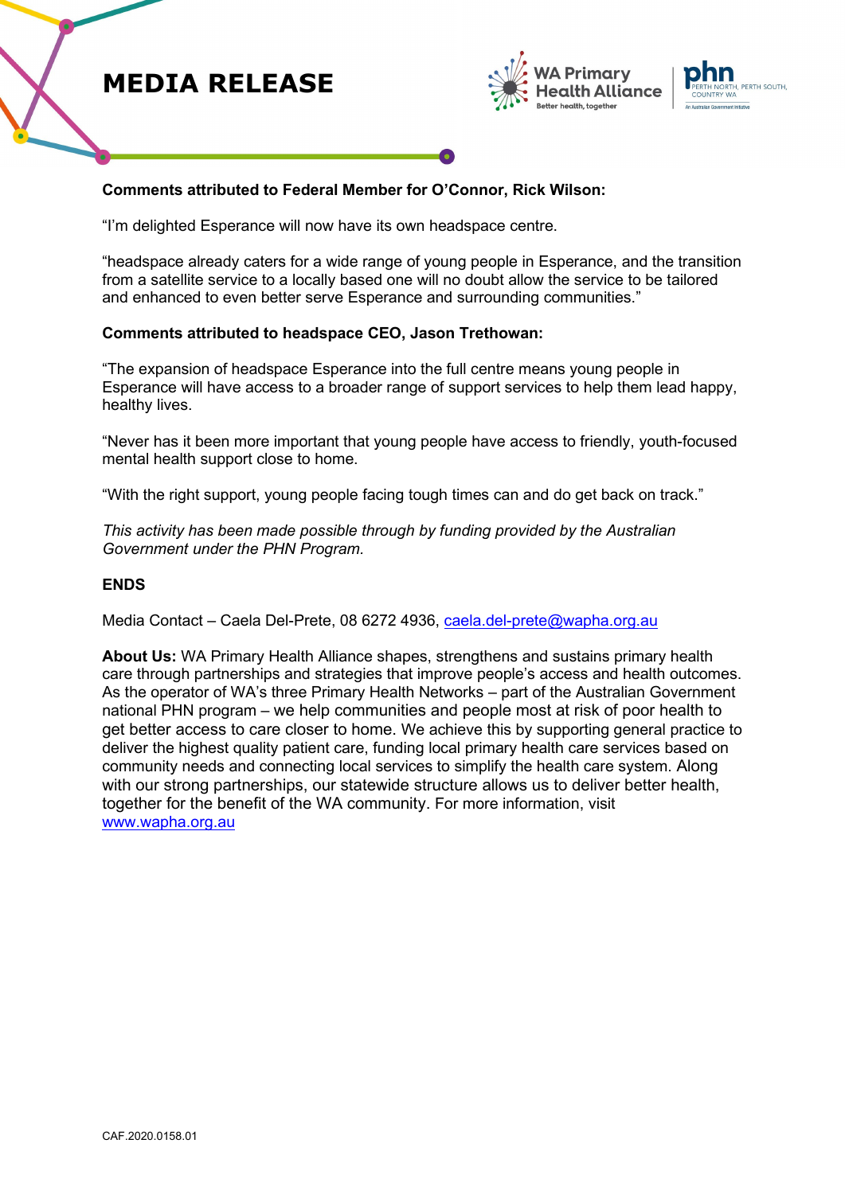# MEDIA RELEASE

**Comments attributed to Federal Member for O'Connor, Rick Wilson:**

"I'm delighted Esperance will now have its own headspace centre.

"headspace already caters for a wide range of young people in Esperance, and the transition from a satellite service to a locally based one will no doubt allow the service to be tailored and enhanced to even better serve Esperance and surrounding communities."

**Comments attributed to headspace CEO, Jason Trethowan:**

"The expansion of headspace Esperance into the full centre means young people in Esperance will have access to a broader range of support services to help them lead happy, healthy lives.

"Never has it been more important that young people have access to friendly, youth-focused mental health support close to home.

"With the right support, young people facing tough times can and do get back on track."

*This activity has been made possible through by funding provided by the Australian Government under the PHN Program.*

**ENDS**

Media Contact – Caela Del-Prete, 08 6272 4936, caela.del-prete@wapha.org.au

**About Us:** WA Primary Health Alliance shapes, strengthens and sustains primary health care through partnerships and strategies that improve people's access and health outcomes. As the operator of WA's three Primary Health Networks – part of the Australian Government national PHN program – we help communities and people most at risk of poor health to get better access to care closer to home. We achieve this by supporting general practice to deliver the highest quality patient care, funding local primary health care services based on community needs and connecting local services to simplify the health care system. Along with our strong partnerships, our statewide structure allows us to deliver better health, together for the benefit of the WA community. For more information, visit www.wapha.org.au

CAF.2020.0158.01